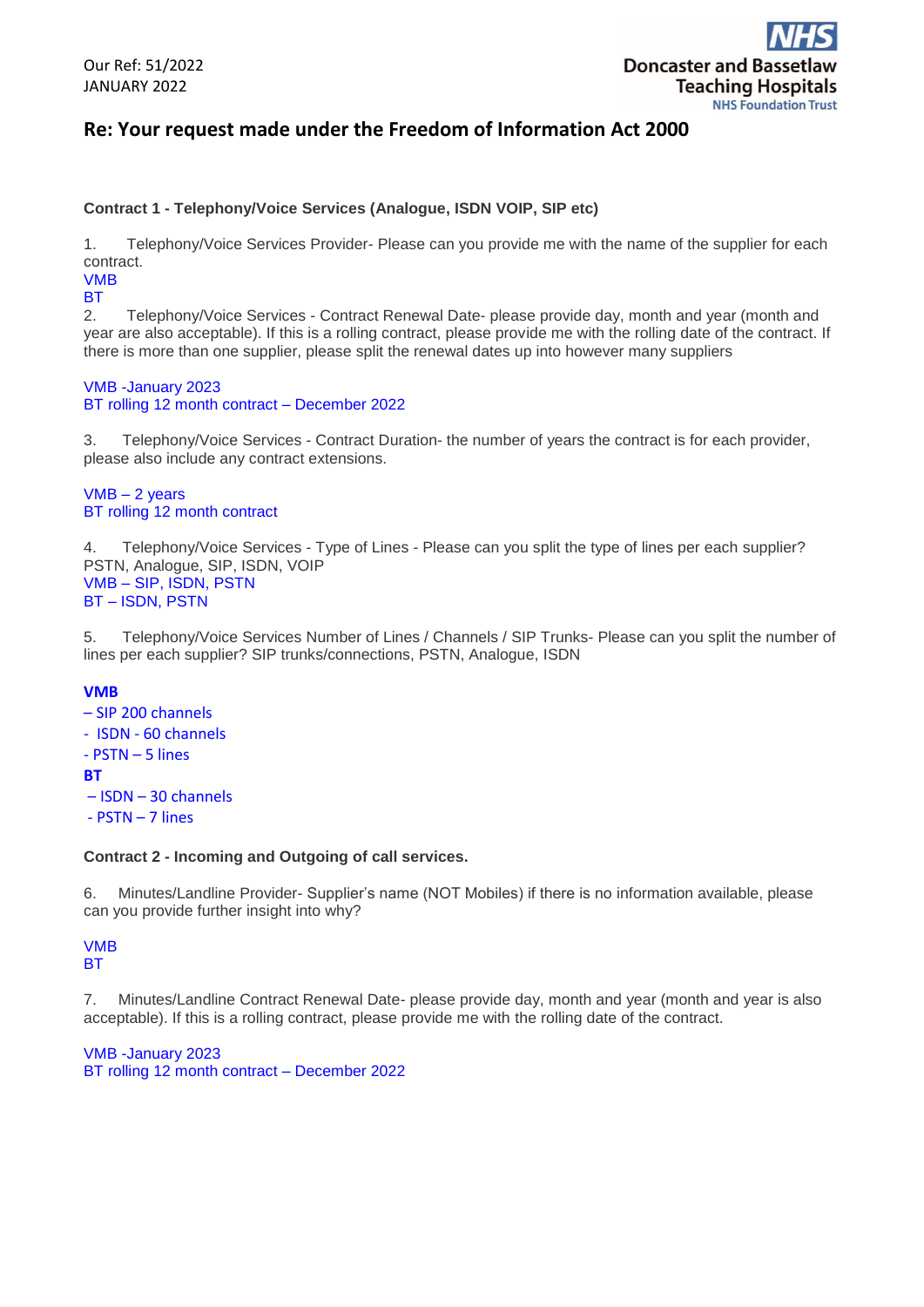Our Ref: 51/2022
JANUARY 2022

Doncaster and Bassetlaw Teaching Hospitals
NHS Foundation Trust

## Re: Your request made under the Freedom of Information Act 2000

**Contract 1 - Telephony/Voice Services (Analogue, ISDN VOIP, SIP etc)**

1. Telephony/Voice Services Provider- Please can you provide me with the name of the supplier for each contract.

VMB
BT

2. Telephony/Voice Services - Contract Renewal Date- please provide day, month and year (month and year are also acceptable). If this is a rolling contract, please provide me with the rolling date of the contract. If there is more than one supplier, please split the renewal dates up into however many suppliers

VMB -January 2023
BT rolling 12 month contract – December 2022

3. Telephony/Voice Services - Contract Duration- the number of years the contract is for each provider, please also include any contract extensions.

VMB – 2 years
BT rolling 12 month contract

4. Telephony/Voice Services - Type of Lines - Please can you split the type of lines per each supplier? PSTN, Analogue, SIP, ISDN, VOIP

VMB – SIP, ISDN, PSTN
BT – ISDN, PSTN

5. Telephony/Voice Services Number of Lines / Channels / SIP Trunks- Please can you split the number of lines per each supplier? SIP trunks/connections, PSTN, Analogue, ISDN

**VMB**

– SIP 200 channels
- ISDN - 60 channels
- PSTN – 5 lines

**BT**

– ISDN – 30 channels
- PSTN – 7 lines

**Contract 2 - Incoming and Outgoing of call services.**

6. Minutes/Landline Provider- Supplier's name (NOT Mobiles) if there is no information available, please can you provide further insight into why?

VMB
BT

7. Minutes/Landline Contract Renewal Date- please provide day, month and year (month and year is also acceptable). If this is a rolling contract, please provide me with the rolling date of the contract.

VMB -January 2023
BT rolling 12 month contract – December 2022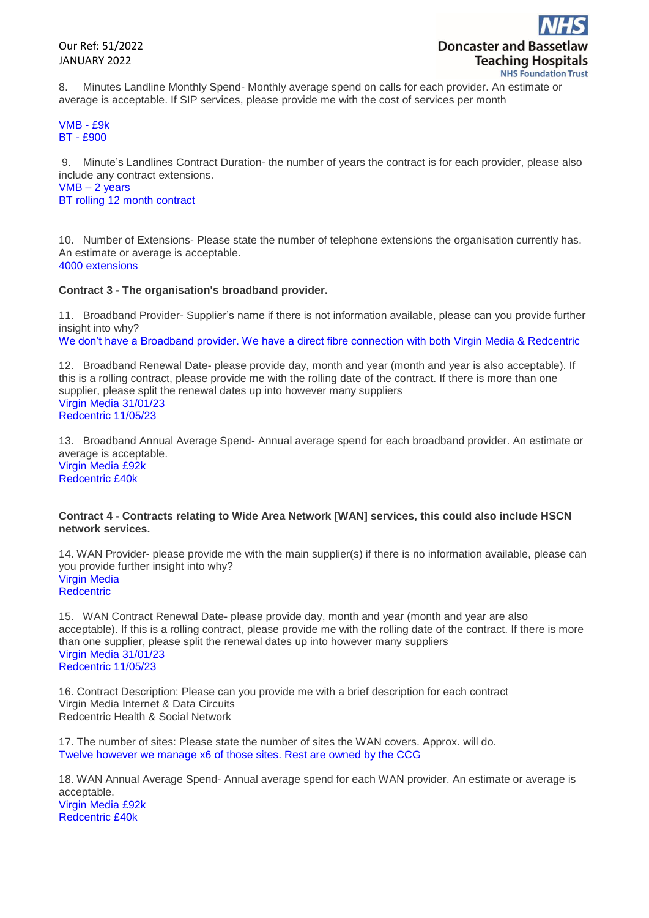8. Minutes Landline Monthly Spend- Monthly average spend on calls for each provider. An estimate or average is acceptable. If SIP services, please provide me with the cost of services per month

VMB - £9k
BT - £900

9. Minute's Landlines Contract Duration- the number of years the contract is for each provider, please also include any contract extensions.
VMB – 2 years
BT rolling 12 month contract

10. Number of Extensions- Please state the number of telephone extensions the organisation currently has. An estimate or average is acceptable.
4000 extensions

**Contract 3 - The organisation's broadband provider.**

11. Broadband Provider- Supplier's name if there is not information available, please can you provide further insight into why?
We don't have a Broadband provider. We have a direct fibre connection with both Virgin Media & Redcentric

12. Broadband Renewal Date- please provide day, month and year (month and year is also acceptable). If this is a rolling contract, please provide me with the rolling date of the contract. If there is more than one supplier, please split the renewal dates up into however many suppliers
Virgin Media 31/01/23
Redcentric 11/05/23

13. Broadband Annual Average Spend- Annual average spend for each broadband provider. An estimate or average is acceptable.
Virgin Media £92k
Redcentric £40k

**Contract 4 - Contracts relating to Wide Area Network [WAN] services, this could also include HSCN network services.**

14. WAN Provider- please provide me with the main supplier(s) if there is no information available, please can you provide further insight into why?
Virgin Media
Redcentric

15. WAN Contract Renewal Date- please provide day, month and year (month and year are also acceptable). If this is a rolling contract, please provide me with the rolling date of the contract. If there is more than one supplier, please split the renewal dates up into however many suppliers
Virgin Media 31/01/23
Redcentric 11/05/23

16. Contract Description: Please can you provide me with a brief description for each contract
Virgin Media Internet & Data Circuits
Redcentric Health & Social Network

17. The number of sites: Please state the number of sites the WAN covers. Approx. will do.
Twelve however we manage x6 of those sites. Rest are owned by the CCG

18. WAN Annual Average Spend- Annual average spend for each WAN provider. An estimate or average is acceptable.
Virgin Media £92k
Redcentric £40k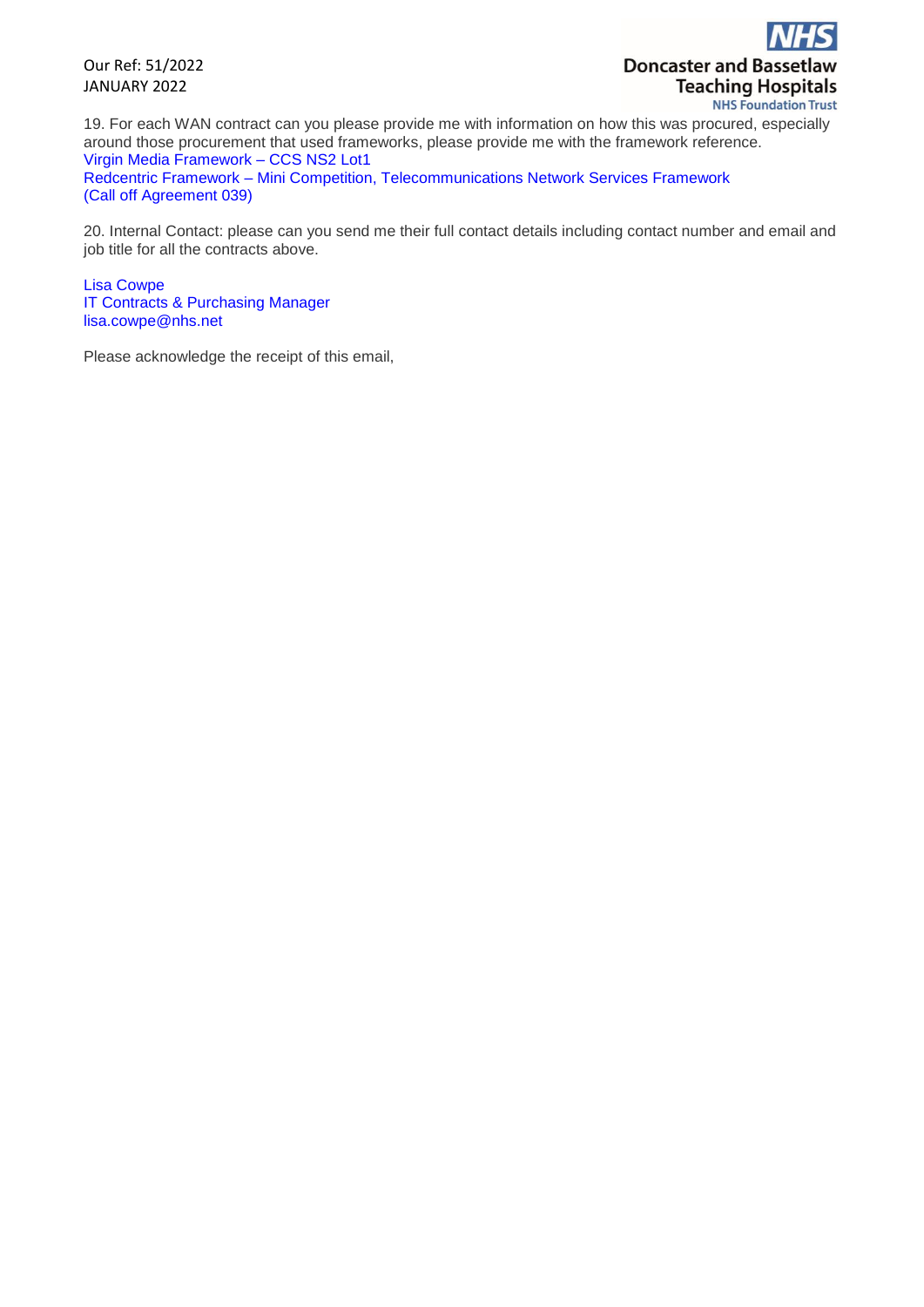19. For each WAN contract can you please provide me with information on how this was procured, especially around those procurement that used frameworks, please provide me with the framework reference.
Virgin Media Framework – CCS NS2 Lot1
Redcentric Framework – Mini Competition, Telecommunications Network Services Framework (Call off Agreement 039)

20. Internal Contact: please can you send me their full contact details including contact number and email and job title for all the contracts above.

Lisa Cowpe
IT Contracts & Purchasing Manager
lisa.cowpe@nhs.net

Please acknowledge the receipt of this email,